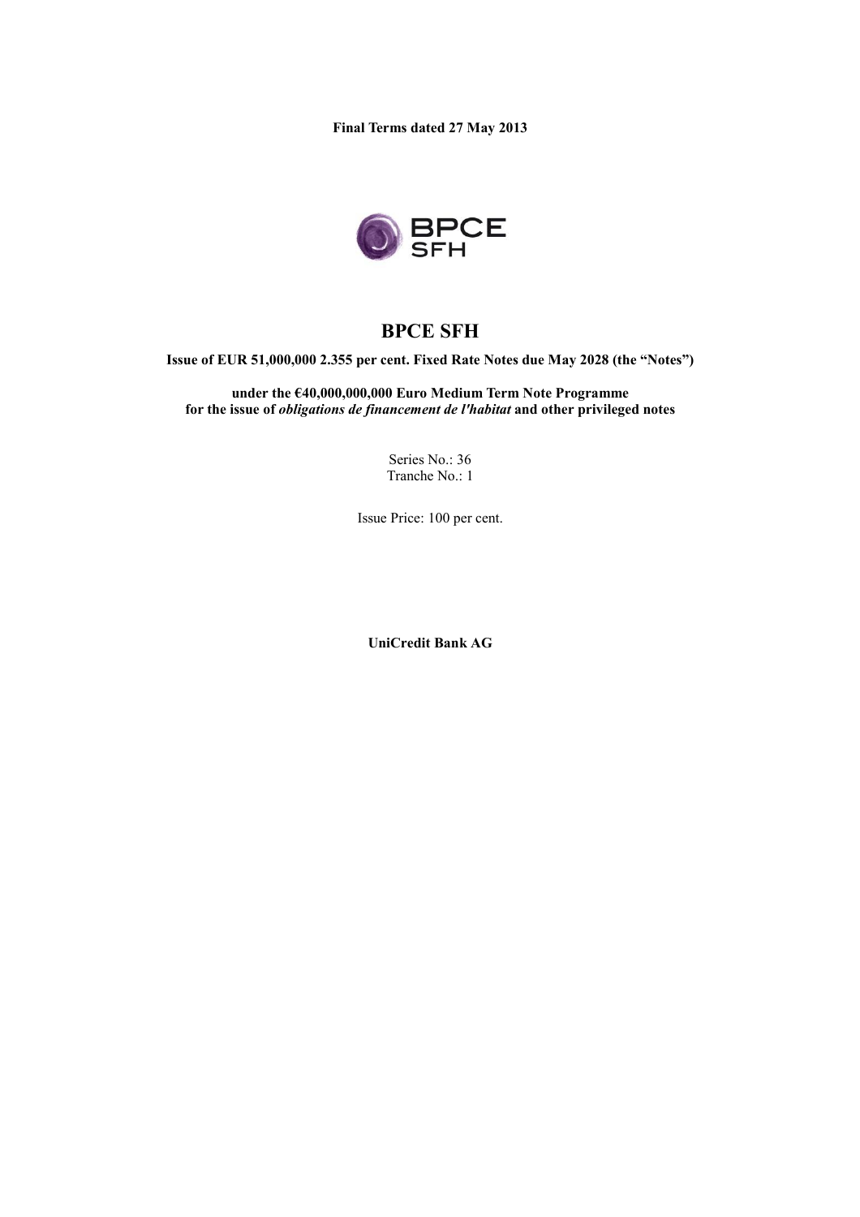**Final Terms dated 27 May 2013**

# BPCE SFH

**Issue of EUR 51,000,000 2.355 per cent. Fixed Rate Notes due May 2028 (the "Notes")**

**under the €40,000,000,000 Euro Medium Term Note Programme for the issue of *obligations de financement de l'habitat* and other privileged notes**

Series No.: 36
Tranche No.: 1

Issue Price: 100 per cent.

**UniCredit Bank AG**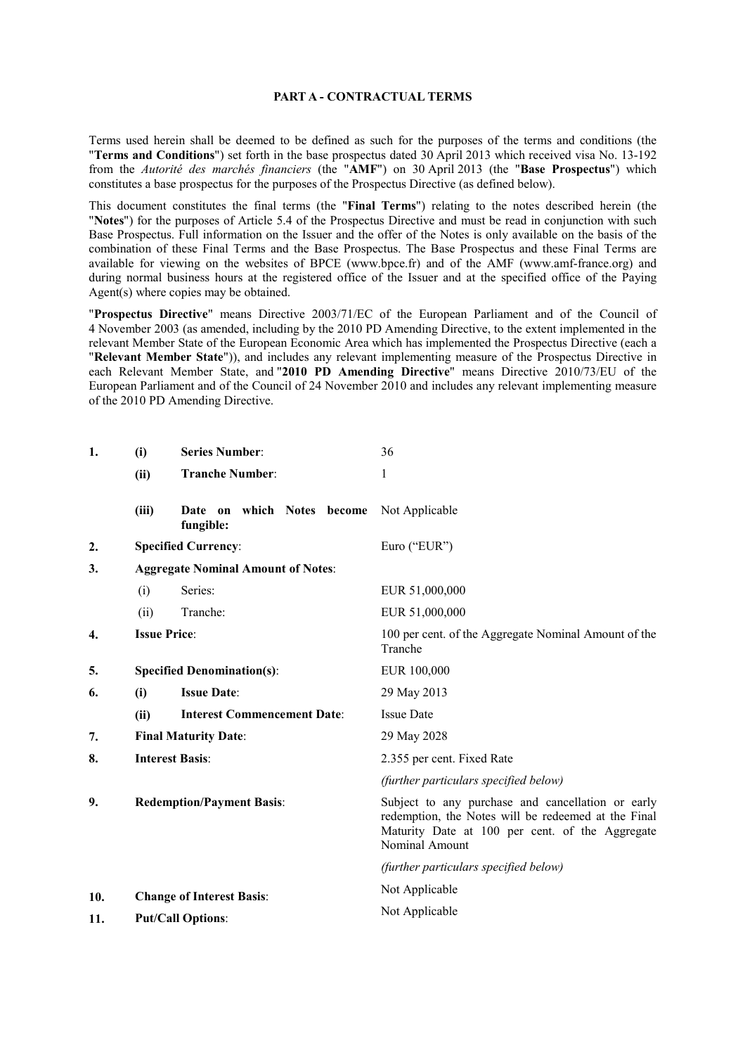## PART A - CONTRACTUAL TERMS

Terms used herein shall be deemed to be defined as such for the purposes of the terms and conditions (the "**Terms and Conditions**") set forth in the base prospectus dated 30 April 2013 which received visa No. 13-192 from the *Autorité des marchés financiers* (the "**AMF**") on 30 April 2013 (the "**Base Prospectus**") which constitutes a base prospectus for the purposes of the Prospectus Directive (as defined below).

This document constitutes the final terms (the "**Final Terms**") relating to the notes described herein (the "**Notes**") for the purposes of Article 5.4 of the Prospectus Directive and must be read in conjunction with such Base Prospectus. Full information on the Issuer and the offer of the Notes is only available on the basis of the combination of these Final Terms and the Base Prospectus. The Base Prospectus and these Final Terms are available for viewing on the websites of BPCE (www.bpce.fr) and of the AMF (www.amf-france.org) and during normal business hours at the registered office of the Issuer and at the specified office of the Paying Agent(s) where copies may be obtained.

"**Prospectus Directive**" means Directive 2003/71/EC of the European Parliament and of the Council of 4 November 2003 (as amended, including by the 2010 PD Amending Directive, to the extent implemented in the relevant Member State of the European Economic Area which has implemented the Prospectus Directive (each a "**Relevant Member State**")), and includes any relevant implementing measure of the Prospectus Directive in each Relevant Member State, and "**2010 PD Amending Directive**" means Directive 2010/73/EU of the European Parliament and of the Council of 24 November 2010 and includes any relevant implementing measure of the 2010 PD Amending Directive.

| | | | |
|---|---|---|---|
| **1.** | **(i)** | **Series Number**: | 36 |
| | **(ii)** | **Tranche Number**: | 1 |
| | **(iii)** | **Date on which Notes become fungible:** | Not Applicable |
| **2.** | | **Specified Currency**: | Euro ("EUR") |
| **3.** | | **Aggregate Nominal Amount of Notes**: | |
| | (i) | Series: | EUR 51,000,000 |
| | (ii) | Tranche: | EUR 51,000,000 |
| **4.** | | **Issue Price**: | 100 per cent. of the Aggregate Nominal Amount of the Tranche |
| **5.** | | **Specified Denomination(s)**: | EUR 100,000 |
| **6.** | **(i)** | **Issue Date**: | 29 May 2013 |
| | **(ii)** | **Interest Commencement Date**: | Issue Date |
| **7.** | | **Final Maturity Date**: | 29 May 2028 |
| **8.** | | **Interest Basis**: | 2.355 per cent. Fixed Rate<br>*(further particulars specified below)* |
| **9.** | | **Redemption/Payment Basis**: | Subject to any purchase and cancellation or early redemption, the Notes will be redeemed at the Final Maturity Date at 100 per cent. of the Aggregate Nominal Amount<br>*(further particulars specified below)* |
| **10.** | | **Change of Interest Basis**: | Not Applicable |
| **11.** | | **Put/Call Options**: | Not Applicable |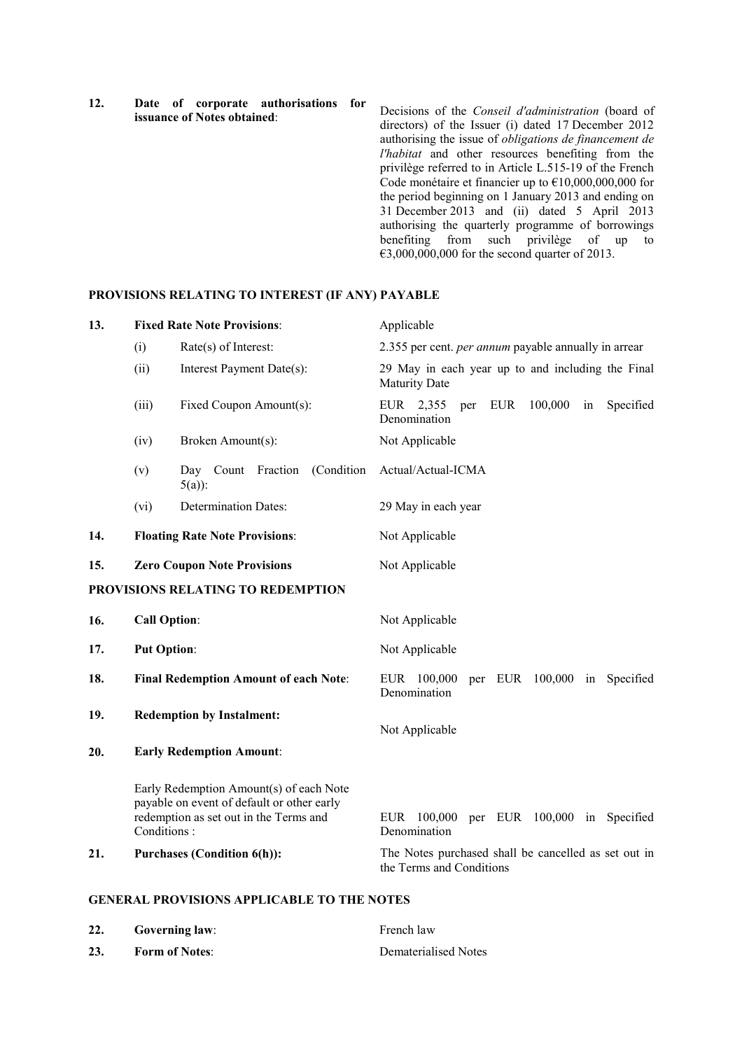| | | | |
|---|---|---|---|
| 12. | **Date of corporate authorisations for issuance of Notes obtained**: | | Decisions of the *Conseil d'administration* (board of directors) of the Issuer (i) dated 17 December 2012 authorising the issue of *obligations de financement de l'habitat* and other resources benefiting from the privilège referred to in Article L.515-19 of the French Code monétaire et financier up to €10,000,000,000 for the period beginning on 1 January 2013 and ending on 31 December 2013 and (ii) dated 5 April 2013 authorising the quarterly programme of borrowings benefiting from such privilège of up to €3,000,000,000 for the second quarter of 2013. |

## PROVISIONS RELATING TO INTEREST (IF ANY) PAYABLE

| | | | |
|---|---|---|---|
| 13. | **Fixed Rate Note Provisions**: | | Applicable |
| | (i) | Rate(s) of Interest: | 2.355 per cent. *per annum* payable annually in arrear |
| | (ii) | Interest Payment Date(s): | 29 May in each year up to and including the Final Maturity Date |
| | (iii) | Fixed Coupon Amount(s): | EUR 2,355 per EUR 100,000 in Specified Denomination |
| | (iv) | Broken Amount(s): | Not Applicable |
| | (v) | Day Count Fraction (Condition 5(a)): | Actual/Actual-ICMA |
| | (vi) | Determination Dates: | 29 May in each year |
| 14. | **Floating Rate Note Provisions**: | | Not Applicable |
| 15. | **Zero Coupon Note Provisions** | | Not Applicable |

## PROVISIONS RELATING TO REDEMPTION

| | | |
|---|---|---|
| 16. | **Call Option**: | Not Applicable |
| 17. | **Put Option**: | Not Applicable |
| 18. | **Final Redemption Amount of each Note**: | EUR 100,000 per EUR 100,000 in Specified Denomination |
| 19. | **Redemption by Instalment:** | Not Applicable |
| 20. | **Early Redemption Amount**: | |
| | Early Redemption Amount(s) of each Note payable on event of default or other early redemption as set out in the Terms and Conditions : | EUR 100,000 per EUR 100,000 in Specified Denomination |
| 21. | **Purchases (Condition 6(h)):** | The Notes purchased shall be cancelled as set out in the Terms and Conditions |

## GENERAL PROVISIONS APPLICABLE TO THE NOTES

| | | |
|---|---|---|
| 22. | **Governing law**: | French law |
| 23. | **Form of Notes**: | Dematerialised Notes |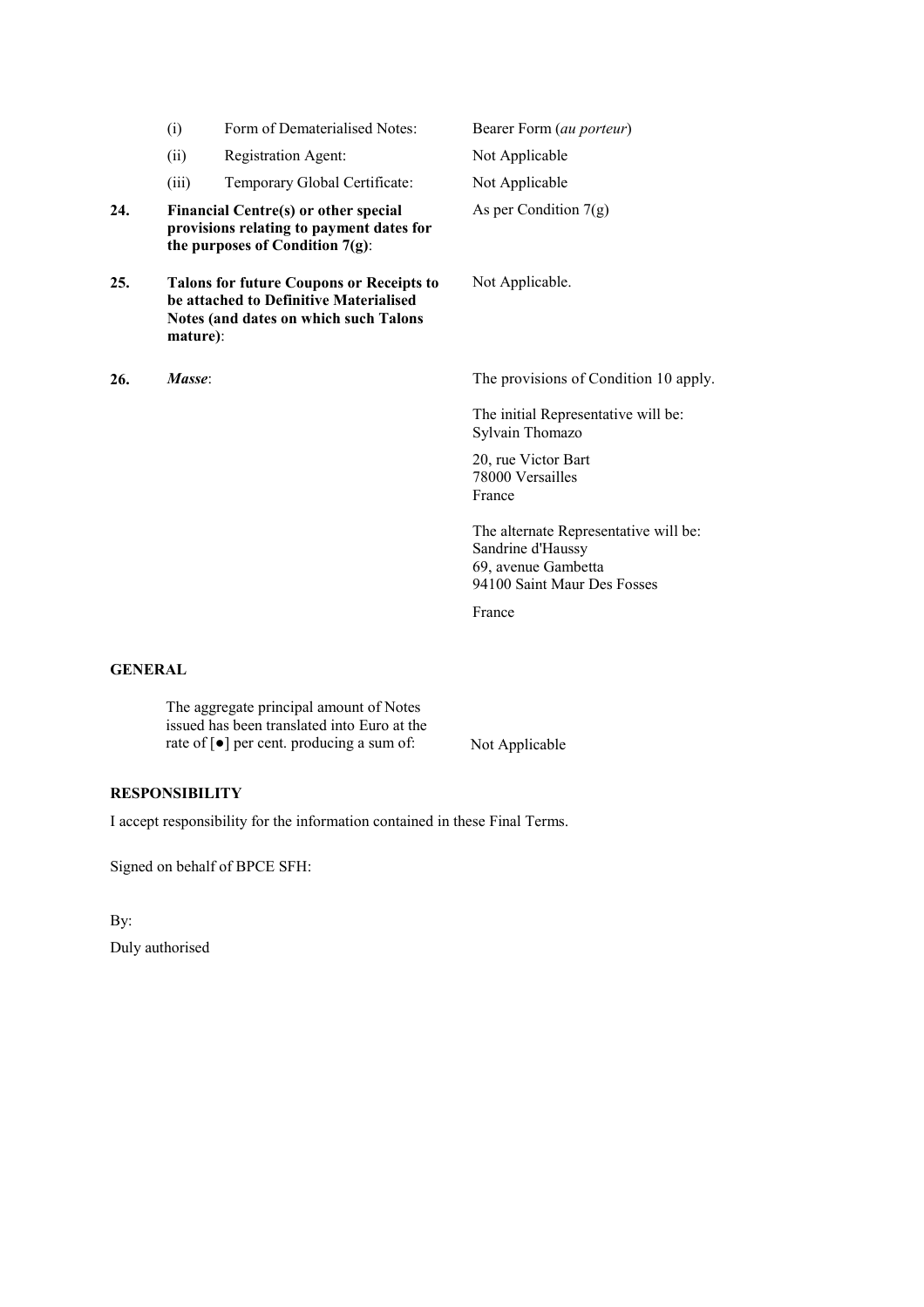| | | |
|---|---|---|
| | (i) Form of Dematerialised Notes: | Bearer Form (*au porteur*) |
| | (ii) Registration Agent: | Not Applicable |
| | (iii) Temporary Global Certificate: | Not Applicable |
| **24.** | **Financial Centre(s) or other special provisions relating to payment dates for the purposes of Condition 7(g)**: | As per Condition 7(g) |
| **25.** | **Talons for future Coupons or Receipts to be attached to Definitive Materialised Notes (and dates on which such Talons mature)**: | Not Applicable. |
| **26.** | ***Masse***: | The provisions of Condition 10 apply.<br><br>The initial Representative will be:<br>Sylvain Thomazo<br><br>20, rue Victor Bart<br>78000 Versailles<br>France<br><br>The alternate Representative will be:<br>Sandrine d'Haussy<br>69, avenue Gambetta<br>94100 Saint Maur Des Fosses<br><br>France |

**GENERAL**

| | |
|---|---|
| The aggregate principal amount of Notes issued has been translated into Euro at the rate of [●] per cent. producing a sum of: | Not Applicable |

**RESPONSIBILITY**

I accept responsibility for the information contained in these Final Terms.

Signed on behalf of BPCE SFH:

By:

Duly authorised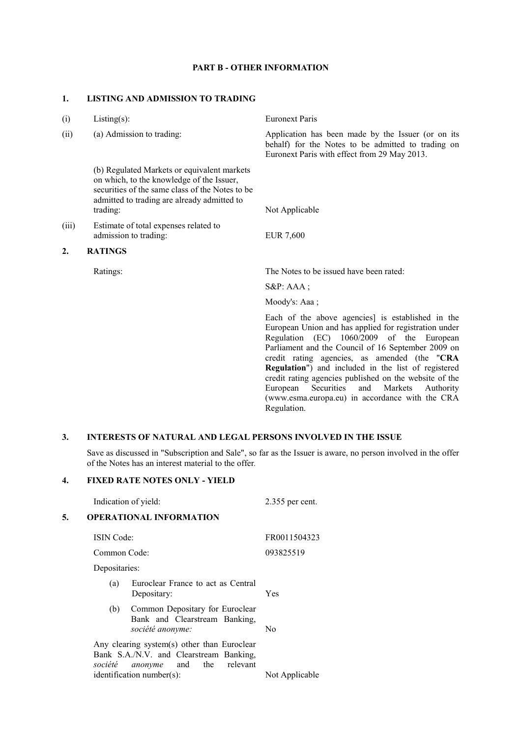# PART B - OTHER INFORMATION

## 1. LISTING AND ADMISSION TO TRADING

| | | |
|---|---|---|
| (i) | Listing(s): | Euronext Paris |
| (ii) | (a) Admission to trading: | Application has been made by the Issuer (or on its behalf) for the Notes to be admitted to trading on Euronext Paris with effect from 29 May 2013. |
| | (b) Regulated Markets or equivalent markets on which, to the knowledge of the Issuer, securities of the same class of the Notes to be admitted to trading are already admitted to trading: | Not Applicable |
| (iii) | Estimate of total expenses related to admission to trading: | EUR 7,600 |

## 2. RATINGS

Ratings: The Notes to be issued have been rated:

S&P: AAA ;

Moody's: Aaa ;

Each of the above agencies] is established in the European Union and has applied for registration under Regulation (EC) 1060/2009 of the European Parliament and the Council of 16 September 2009 on credit rating agencies, as amended (the "**CRA Regulation**") and included in the list of registered credit rating agencies published on the website of the European Securities and Markets Authority (www.esma.europa.eu) in accordance with the CRA Regulation.

## 3. INTERESTS OF NATURAL AND LEGAL PERSONS INVOLVED IN THE ISSUE

Save as discussed in "Subscription and Sale", so far as the Issuer is aware, no person involved in the offer of the Notes has an interest material to the offer.

## 4. FIXED RATE NOTES ONLY - YIELD

Indication of yield: 2.355 per cent.

## 5. OPERATIONAL INFORMATION

| | |
|---|---|
| ISIN Code: | FR0011504323 |
| Common Code: | 093825519 |
| Depositaries: | |
| (a) Euroclear France to act as Central Depositary: | Yes |
| (b) Common Depositary for Euroclear Bank and Clearstream Banking, *société anonyme:* | No |
| Any clearing system(s) other than Euroclear Bank S.A./N.V. and Clearstream Banking, *société anonyme* and the relevant identification number(s): | Not Applicable |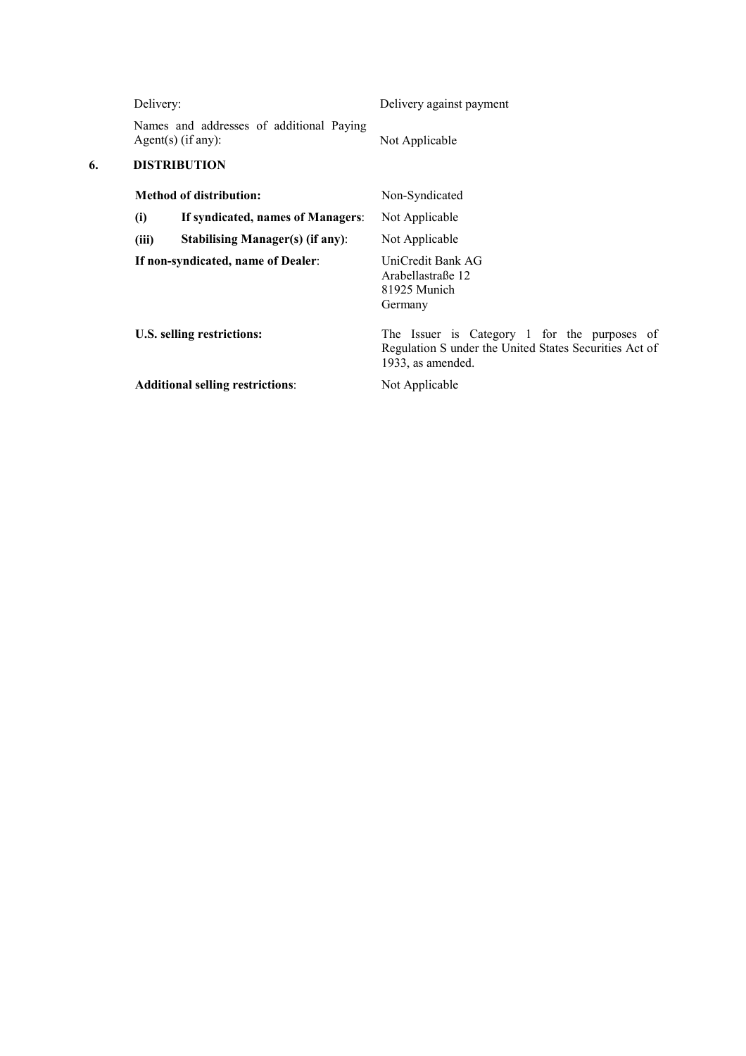| | |
|---|---|
| Delivery: | Delivery against payment |
| Names and addresses of additional Paying Agent(s) (if any): | Not Applicable |

## 6. DISTRIBUTION

| | |
|---|---|
| **Method of distribution:** | Non-Syndicated |
| **(i) If syndicated, names of Managers**: | Not Applicable |
| **(iii) Stabilising Manager(s) (if any)**: | Not Applicable |
| **If non-syndicated, name of Dealer**: | UniCredit Bank AG<br>Arabellastraße 12<br>81925 Munich<br>Germany |
| **U.S. selling restrictions:** | The Issuer is Category 1 for the purposes of Regulation S under the United States Securities Act of 1933, as amended. |
| **Additional selling restrictions**: | Not Applicable |